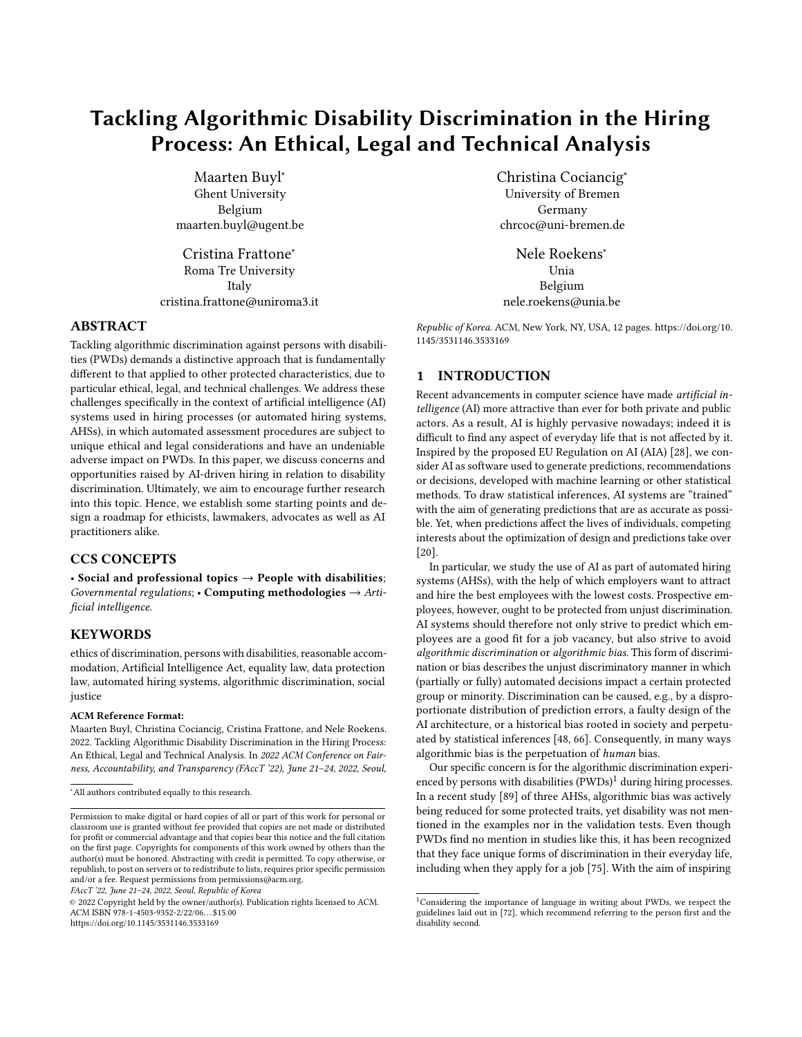# Tackling Algorithmic Disability Discrimination in the Hiring Process: An Ethical, Legal and Technical Analysis

Maarten Buyl*
Ghent University
Belgium
maarten.buyl@ugent.be

Christina Cociancig*
University of Bremen
Germany
chrcoc@uni-bremen.de

Cristina Frattone*
Roma Tre University
Italy
cristina.frattone@uniroma3.it

Nele Roekens*
Unia
Belgium
nele.roekens@unia.be

## ABSTRACT

Tackling algorithmic discrimination against persons with disabilities (PWDs) demands a distinctive approach that is fundamentally different to that applied to other protected characteristics, due to particular ethical, legal, and technical challenges. We address these challenges specifically in the context of artificial intelligence (AI) systems used in hiring processes (or automated hiring systems, AHSs), in which automated assessment procedures are subject to unique ethical and legal considerations and have an undeniable adverse impact on PWDs. In this paper, we discuss concerns and opportunities raised by AI-driven hiring in relation to disability discrimination. Ultimately, we aim to encourage further research into this topic. Hence, we establish some starting points and design a roadmap for ethicists, lawmakers, advocates as well as AI practitioners alike.

## CCS CONCEPTS

• **Social and professional topics** → **People with disabilities**; *Governmental regulations*; • **Computing methodologies** → *Artificial intelligence.*

## KEYWORDS

ethics of discrimination, persons with disabilities, reasonable accommodation, Artificial Intelligence Act, equality law, data protection law, automated hiring systems, algorithmic discrimination, social justice

**ACM Reference Format:**
Maarten Buyl, Christina Cociancig, Cristina Frattone, and Nele Roekens. 2022. Tackling Algorithmic Disability Discrimination in the Hiring Process: An Ethical, Legal and Technical Analysis. In *2022 ACM Conference on Fairness, Accountability, and Transparency (FAccT '22), June 21–24, 2022, Seoul, Republic of Korea.* ACM, New York, NY, USA, 12 pages. https://doi.org/10.1145/3531146.3533169

## 1 INTRODUCTION

Recent advancements in computer science have made *artificial intelligence* (AI) more attractive than ever for both private and public actors. As a result, AI is highly pervasive nowadays; indeed it is difficult to find any aspect of everyday life that is not affected by it. Inspired by the proposed EU Regulation on AI (AIA) [28], we consider AI as software used to generate predictions, recommendations or decisions, developed with machine learning or other statistical methods. To draw statistical inferences, AI systems are "trained" with the aim of generating predictions that are as accurate as possible. Yet, when predictions affect the lives of individuals, competing interests about the optimization of design and predictions take over [20].

In particular, we study the use of AI as part of automated hiring systems (AHSs), with the help of which employers want to attract and hire the best employees with the lowest costs. Prospective employees, however, ought to be protected from unjust discrimination. AI systems should therefore not only strive to predict which employees are a good fit for a job vacancy, but also strive to avoid *algorithmic discrimination* or *algorithmic bias*. This form of discrimination or bias describes the unjust discriminatory manner in which (partially or fully) automated decisions impact a certain protected group or minority. Discrimination can be caused, e.g., by a disproportionate distribution of prediction errors, a faulty design of the AI architecture, or a historical bias rooted in society and perpetuated by statistical inferences [48, 66]. Consequently, in many ways algorithmic bias is the perpetuation of *human* bias.

Our specific concern is for the algorithmic discrimination experienced by persons with disabilities (PWDs)[1] during hiring processes. In a recent study [89] of three AHSs, algorithmic bias was actively being reduced for some protected traits, yet disability was not mentioned in the examples nor in the validation tests. Even though PWDs find no mention in studies like this, it has been recognized that they face unique forms of discrimination in their everyday life, including when they apply for a job [75]. With the aim of inspiring

---

*All authors contributed equally to this research.

Permission to make digital or hard copies of all or part of this work for personal or classroom use is granted without fee provided that copies are not made or distributed for profit or commercial advantage and that copies bear this notice and the full citation on the first page. Copyrights for components of this work owned by others than the author(s) must be honored. Abstracting with credit is permitted. To copy otherwise, or republish, to post on servers or to redistribute to lists, requires prior specific permission and/or a fee. Request permissions from permissions@acm.org.
*FAccT '22, June 21–24, 2022, Seoul, Republic of Korea*
© 2022 Copyright held by the owner/author(s). Publication rights licensed to ACM.
ACM ISBN 978-1-4503-9352-2/22/06…$15.00
https://doi.org/10.1145/3531146.3533169

[1] Considering the importance of language in writing about PWDs, we respect the guidelines laid out in [72], which recommend referring to the person first and the disability second.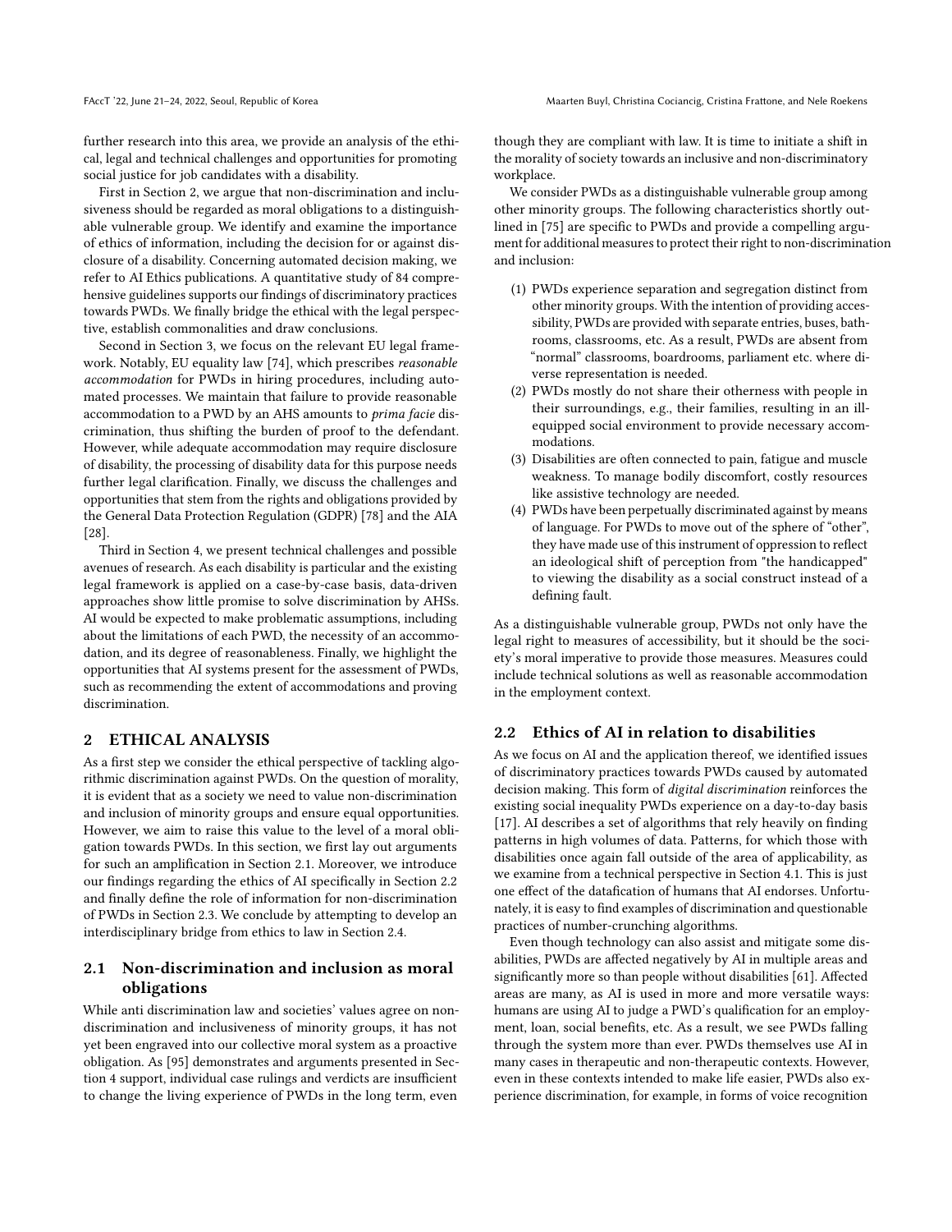further research into this area, we provide an analysis of the ethical, legal and technical challenges and opportunities for promoting social justice for job candidates with a disability.

First in Section 2, we argue that non-discrimination and inclusiveness should be regarded as moral obligations to a distinguishable vulnerable group. We identify and examine the importance of ethics of information, including the decision for or against disclosure of a disability. Concerning automated decision making, we refer to AI Ethics publications. A quantitative study of 84 comprehensive guidelines supports our findings of discriminatory practices towards PWDs. We finally bridge the ethical with the legal perspective, establish commonalities and draw conclusions.

Second in Section 3, we focus on the relevant EU legal framework. Notably, EU equality law [74], which prescribes *reasonable accommodation* for PWDs in hiring procedures, including automated processes. We maintain that failure to provide reasonable accommodation to a PWD by an AHS amounts to *prima facie* discrimination, thus shifting the burden of proof to the defendant. However, while adequate accommodation may require disclosure of disability, the processing of disability data for this purpose needs further legal clarification. Finally, we discuss the challenges and opportunities that stem from the rights and obligations provided by the General Data Protection Regulation (GDPR) [78] and the AIA [28].

Third in Section 4, we present technical challenges and possible avenues of research. As each disability is particular and the existing legal framework is applied on a case-by-case basis, data-driven approaches show little promise to solve discrimination by AHSs. AI would be expected to make problematic assumptions, including about the limitations of each PWD, the necessity of an accommodation, and its degree of reasonableness. Finally, we highlight the opportunities that AI systems present for the assessment of PWDs, such as recommending the extent of accommodations and proving discrimination.

## 2 ETHICAL ANALYSIS

As a first step we consider the ethical perspective of tackling algorithmic discrimination against PWDs. On the question of morality, it is evident that as a society we need to value non-discrimination and inclusion of minority groups and ensure equal opportunities. However, we aim to raise this value to the level of a moral obligation towards PWDs. In this section, we first lay out arguments for such an amplification in Section 2.1. Moreover, we introduce our findings regarding the ethics of AI specifically in Section 2.2 and finally define the role of information for non-discrimination of PWDs in Section 2.3. We conclude by attempting to develop an interdisciplinary bridge from ethics to law in Section 2.4.

### 2.1 Non-discrimination and inclusion as moral obligations

While anti discrimination law and societies' values agree on non-discrimination and inclusiveness of minority groups, it has not yet been engraved into our collective moral system as a proactive obligation. As [95] demonstrates and arguments presented in Section 4 support, individual case rulings and verdicts are insufficient to change the living experience of PWDs in the long term, even though they are compliant with law. It is time to initiate a shift in the morality of society towards an inclusive and non-discriminatory workplace.

We consider PWDs as a distinguishable vulnerable group among other minority groups. The following characteristics shortly outlined in [75] are specific to PWDs and provide a compelling argument for additional measures to protect their right to non-discrimination and inclusion:

1. PWDs experience separation and segregation distinct from other minority groups. With the intention of providing accessibility, PWDs are provided with separate entries, buses, bathrooms, classrooms, etc. As a result, PWDs are absent from "normal" classrooms, boardrooms, parliament etc. where diverse representation is needed.
2. PWDs mostly do not share their otherness with people in their surroundings, e.g., their families, resulting in an ill-equipped social environment to provide necessary accommodations.
3. Disabilities are often connected to pain, fatigue and muscle weakness. To manage bodily discomfort, costly resources like assistive technology are needed.
4. PWDs have been perpetually discriminated against by means of language. For PWDs to move out of the sphere of "other", they have made use of this instrument of oppression to reflect an ideological shift of perception from "the handicapped" to viewing the disability as a social construct instead of a defining fault.

As a distinguishable vulnerable group, PWDs not only have the legal right to measures of accessibility, but it should be the society's moral imperative to provide those measures. Measures could include technical solutions as well as reasonable accommodation in the employment context.

### 2.2 Ethics of AI in relation to disabilities

As we focus on AI and the application thereof, we identified issues of discriminatory practices towards PWDs caused by automated decision making. This form of *digital discrimination* reinforces the existing social inequality PWDs experience on a day-to-day basis [17]. AI describes a set of algorithms that rely heavily on finding patterns in high volumes of data. Patterns, for which those with disabilities once again fall outside of the area of applicability, as we examine from a technical perspective in Section 4.1. This is just one effect of the datafication of humans that AI endorses. Unfortunately, it is easy to find examples of discrimination and questionable practices of number-crunching algorithms.

Even though technology can also assist and mitigate some disabilities, PWDs are affected negatively by AI in multiple areas and significantly more so than people without disabilities [61]. Affected areas are many, as AI is used in more and more versatile ways: humans are using AI to judge a PWD's qualification for an employment, loan, social benefits, etc. As a result, we see PWDs falling through the system more than ever. PWDs themselves use AI in many cases in therapeutic and non-therapeutic contexts. However, even in these contexts intended to make life easier, PWDs also experience discrimination, for example, in forms of voice recognition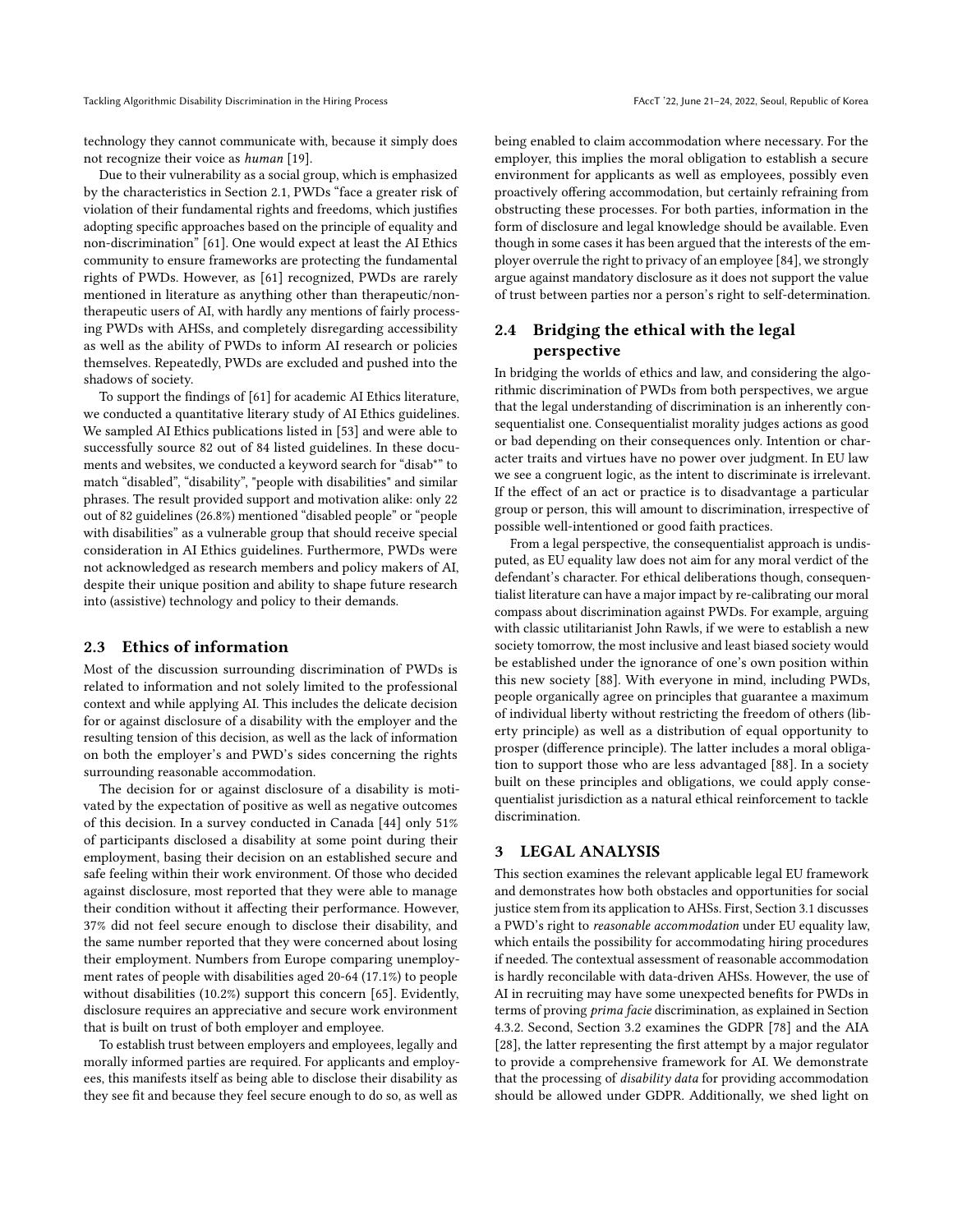technology they cannot communicate with, because it simply does not recognize their voice as *human* [19].

Due to their vulnerability as a social group, which is emphasized by the characteristics in Section 2.1, PWDs "face a greater risk of violation of their fundamental rights and freedoms, which justifies adopting specific approaches based on the principle of equality and non-discrimination" [61]. One would expect at least the AI Ethics community to ensure frameworks are protecting the fundamental rights of PWDs. However, as [61] recognized, PWDs are rarely mentioned in literature as anything other than therapeutic/non-therapeutic users of AI, with hardly any mentions of fairly processing PWDs with AHSs, and completely disregarding accessibility as well as the ability of PWDs to inform AI research or policies themselves. Repeatedly, PWDs are excluded and pushed into the shadows of society.

To support the findings of [61] for academic AI Ethics literature, we conducted a quantitative literary study of AI Ethics guidelines. We sampled AI Ethics publications listed in [53] and were able to successfully source 82 out of 84 listed guidelines. In these documents and websites, we conducted a keyword search for "disab*" to match "disabled", "disability", "people with disabilities" and similar phrases. The result provided support and motivation alike: only 22 out of 82 guidelines (26.8%) mentioned "disabled people" or "people with disabilities" as a vulnerable group that should receive special consideration in AI Ethics guidelines. Furthermore, PWDs were not acknowledged as research members and policy makers of AI, despite their unique position and ability to shape future research into (assistive) technology and policy to their demands.

## 2.3 Ethics of information

Most of the discussion surrounding discrimination of PWDs is related to information and not solely limited to the professional context and while applying AI. This includes the delicate decision for or against disclosure of a disability with the employer and the resulting tension of this decision, as well as the lack of information on both the employer's and PWD's sides concerning the rights surrounding reasonable accommodation.

The decision for or against disclosure of a disability is motivated by the expectation of positive as well as negative outcomes of this decision. In a survey conducted in Canada [44] only 51% of participants disclosed a disability at some point during their employment, basing their decision on an established secure and safe feeling within their work environment. Of those who decided against disclosure, most reported that they were able to manage their condition without it affecting their performance. However, 37% did not feel secure enough to disclose their disability, and the same number reported that they were concerned about losing their employment. Numbers from Europe comparing unemployment rates of people with disabilities aged 20-64 (17.1%) to people without disabilities (10.2%) support this concern [65]. Evidently, disclosure requires an appreciative and secure work environment that is built on trust of both employer and employee.

To establish trust between employers and employees, legally and morally informed parties are required. For applicants and employees, this manifests itself as being able to disclose their disability as they see fit and because they feel secure enough to do so, as well as being enabled to claim accommodation where necessary. For the employer, this implies the moral obligation to establish a secure environment for applicants as well as employees, possibly even proactively offering accommodation, but certainly refraining from obstructing these processes. For both parties, information in the form of disclosure and legal knowledge should be available. Even though in some cases it has been argued that the interests of the employer overrule the right to privacy of an employee [84], we strongly argue against mandatory disclosure as it does not support the value of trust between parties nor a person's right to self-determination.

## 2.4 Bridging the ethical with the legal perspective

In bridging the worlds of ethics and law, and considering the algorithmic discrimination of PWDs from both perspectives, we argue that the legal understanding of discrimination is an inherently consequentialist one. Consequentialist morality judges actions as good or bad depending on their consequences only. Intention or character traits and virtues have no power over judgment. In EU law we see a congruent logic, as the intent to discriminate is irrelevant. If the effect of an act or practice is to disadvantage a particular group or person, this will amount to discrimination, irrespective of possible well-intentioned or good faith practices.

From a legal perspective, the consequentialist approach is undisputed, as EU equality law does not aim for any moral verdict of the defendant's character. For ethical deliberations though, consequentialist literature can have a major impact by re-calibrating our moral compass about discrimination against PWDs. For example, arguing with classic utilitarianist John Rawls, if we were to establish a new society tomorrow, the most inclusive and least biased society would be established under the ignorance of one's own position within this new society [88]. With everyone in mind, including PWDs, people organically agree on principles that guarantee a maximum of individual liberty without restricting the freedom of others (liberty principle) as well as a distribution of equal opportunity to prosper (difference principle). The latter includes a moral obligation to support those who are less advantaged [88]. In a society built on these principles and obligations, we could apply consequentialist jurisdiction as a natural ethical reinforcement to tackle discrimination.

# 3 LEGAL ANALYSIS

This section examines the relevant applicable legal EU framework and demonstrates how both obstacles and opportunities for social justice stem from its application to AHSs. First, Section 3.1 discusses a PWD's right to *reasonable accommodation* under EU equality law, which entails the possibility for accommodating hiring procedures if needed. The contextual assessment of reasonable accommodation is hardly reconcilable with data-driven AHSs. However, the use of AI in recruiting may have some unexpected benefits for PWDs in terms of proving *prima facie* discrimination, as explained in Section 4.3.2. Second, Section 3.2 examines the GDPR [78] and the AIA [28], the latter representing the first attempt by a major regulator to provide a comprehensive framework for AI. We demonstrate that the processing of *disability data* for providing accommodation should be allowed under GDPR. Additionally, we shed light on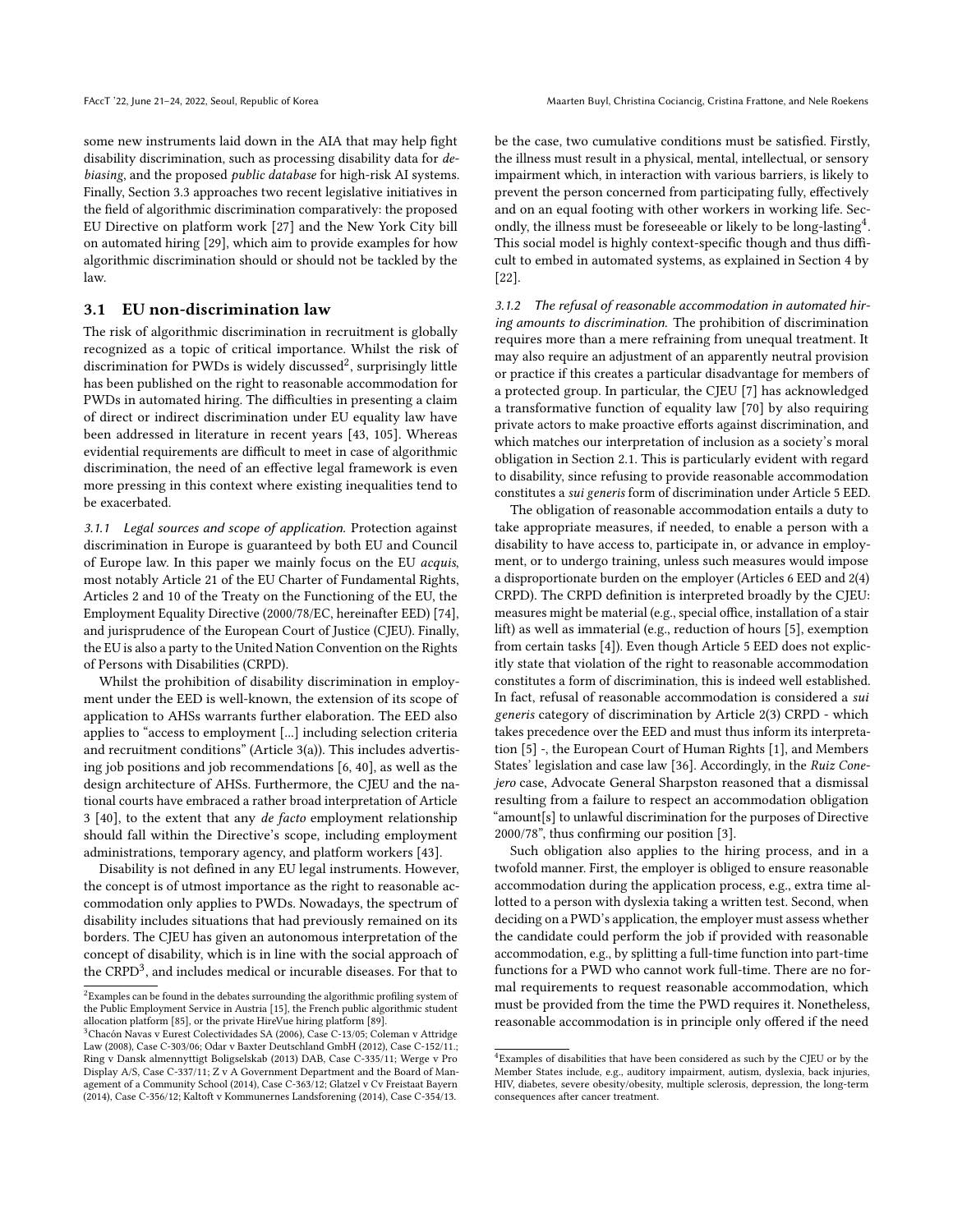some new instruments laid down in the AIA that may help fight disability discrimination, such as processing disability data for *debiasing*, and the proposed *public database* for high-risk AI systems. Finally, Section 3.3 approaches two recent legislative initiatives in the field of algorithmic discrimination comparatively: the proposed EU Directive on platform work [27] and the New York City bill on automated hiring [29], which aim to provide examples for how algorithmic discrimination should or should not be tackled by the law.

## 3.1 EU non-discrimination law

The risk of algorithmic discrimination in recruitment is globally recognized as a topic of critical importance. Whilst the risk of discrimination for PWDs is widely discussed[2], surprisingly little has been published on the right to reasonable accommodation for PWDs in automated hiring. The difficulties in presenting a claim of direct or indirect discrimination under EU equality law have been addressed in literature in recent years [43, 105]. Whereas evidential requirements are difficult to meet in case of algorithmic discrimination, the need of an effective legal framework is even more pressing in this context where existing inequalities tend to be exacerbated.

*3.1.1 Legal sources and scope of application.* Protection against discrimination in Europe is guaranteed by both EU and Council of Europe law. In this paper we mainly focus on the EU *acquis*, most notably Article 21 of the EU Charter of Fundamental Rights, Articles 2 and 10 of the Treaty on the Functioning of the EU, the Employment Equality Directive (2000/78/EC, hereinafter EED) [74], and jurisprudence of the European Court of Justice (CJEU). Finally, the EU is also a party to the United Nation Convention on the Rights of Persons with Disabilities (CRPD).

Whilst the prohibition of disability discrimination in employment under the EED is well-known, the extension of its scope of application to AHSs warrants further elaboration. The EED also applies to "access to employment [...] including selection criteria and recruitment conditions" (Article 3(a)). This includes advertising job positions and job recommendations [6, 40], as well as the design architecture of AHSs. Furthermore, the CJEU and the national courts have embraced a rather broad interpretation of Article 3 [40], to the extent that any *de facto* employment relationship should fall within the Directive's scope, including employment administrations, temporary agency, and platform workers [43].

Disability is not defined in any EU legal instruments. However, the concept is of utmost importance as the right to reasonable accommodation only applies to PWDs. Nowadays, the spectrum of disability includes situations that had previously remained on its borders. The CJEU has given an autonomous interpretation of the concept of disability, which is in line with the social approach of the CRPD[3], and includes medical or incurable diseases. For that to be the case, two cumulative conditions must be satisfied. Firstly, the illness must result in a physical, mental, intellectual, or sensory impairment which, in interaction with various barriers, is likely to prevent the person concerned from participating fully, effectively and on an equal footing with other workers in working life. Secondly, the illness must be foreseeable or likely to be long-lasting[4]. This social model is highly context-specific though and thus difficult to embed in automated systems, as explained in Section 4 by [22].

*3.1.2 The refusal of reasonable accommodation in automated hiring amounts to discrimination.* The prohibition of discrimination requires more than a mere refraining from unequal treatment. It may also require an adjustment of an apparently neutral provision or practice if this creates a particular disadvantage for members of a protected group. In particular, the CJEU [7] has acknowledged a transformative function of equality law [70] by also requiring private actors to make proactive efforts against discrimination, and which matches our interpretation of inclusion as a society's moral obligation in Section 2.1. This is particularly evident with regard to disability, since refusing to provide reasonable accommodation constitutes a *sui generis* form of discrimination under Article 5 EED.

The obligation of reasonable accommodation entails a duty to take appropriate measures, if needed, to enable a person with a disability to have access to, participate in, or advance in employment, or to undergo training, unless such measures would impose a disproportionate burden on the employer (Articles 6 EED and 2(4) CRPD). The CRPD definition is interpreted broadly by the CJEU: measures might be material (e.g., special office, installation of a stair lift) as well as immaterial (e.g., reduction of hours [5], exemption from certain tasks [4]). Even though Article 5 EED does not explicitly state that violation of the right to reasonable accommodation constitutes a form of discrimination, this is indeed well established. In fact, refusal of reasonable accommodation is considered a *sui generis* category of discrimination by Article 2(3) CRPD - which takes precedence over the EED and must thus inform its interpretation [5] -, the European Court of Human Rights [1], and Members States' legislation and case law [36]. Accordingly, in the *Ruiz Conejero* case, Advocate General Sharpston reasoned that a dismissal resulting from a failure to respect an accommodation obligation "amount[s] to unlawful discrimination for the purposes of Directive 2000/78", thus confirming our position [3].

Such obligation also applies to the hiring process, and in a twofold manner. First, the employer is obliged to ensure reasonable accommodation during the application process, e.g., extra time allotted to a person with dyslexia taking a written test. Second, when deciding on a PWD's application, the employer must assess whether the candidate could perform the job if provided with reasonable accommodation, e.g., by splitting a full-time function into part-time functions for a PWD who cannot work full-time. There are no formal requirements to request reasonable accommodation, which must be provided from the time the PWD requires it. Nonetheless, reasonable accommodation is in principle only offered if the need

---

[2] Examples can be found in the debates surrounding the algorithmic profiling system of the Public Employment Service in Austria [15], the French public algorithmic student allocation platform [85], or the private HireVue hiring platform [89].

[3] Chacón Navas v Eurest Colectividades SA (2006), Case C-13/05; Coleman v Attridge Law (2008), Case C-303/06; Odar v Baxter Deutschland GmbH (2012), Case C-152/11.; Ring v Dansk almennyttigt Boligselskab (2013) DAB, Case C-335/11; Werge v Pro Display A/S, Case C-337/11; Z v A Government Department and the Board of Management of a Community School (2014), Case C-363/12; Glatzel v Cv Freistaat Bayern (2014), Case C-356/12; Kaltoft v Kommunernes Landsforening (2014), Case C-354/13.

[4] Examples of disabilities that have been considered as such by the CJEU or by the Member States include, e.g., auditory impairment, autism, dyslexia, back injuries, HIV, diabetes, severe obesity/obesity, multiple sclerosis, depression, the long-term consequences after cancer treatment.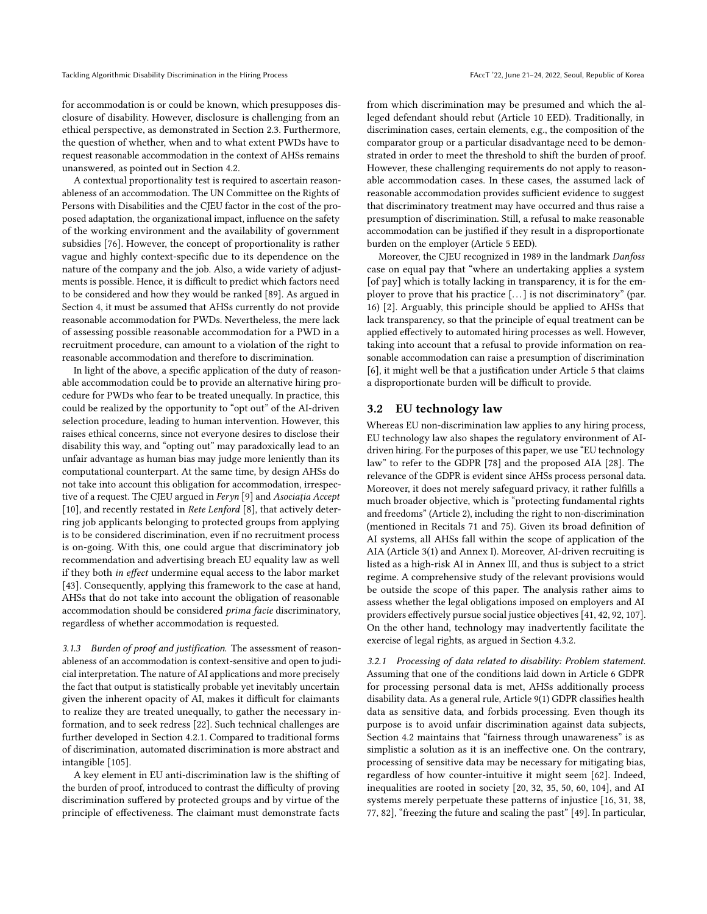for accommodation is or could be known, which presupposes disclosure of disability. However, disclosure is challenging from an ethical perspective, as demonstrated in Section 2.3. Furthermore, the question of whether, when and to what extent PWDs have to request reasonable accommodation in the context of AHSs remains unanswered, as pointed out in Section 4.2.

A contextual proportionality test is required to ascertain reasonableness of an accommodation. The UN Committee on the Rights of Persons with Disabilities and the CJEU factor in the cost of the proposed adaptation, the organizational impact, influence on the safety of the working environment and the availability of government subsidies [76]. However, the concept of proportionality is rather vague and highly context-specific due to its dependence on the nature of the company and the job. Also, a wide variety of adjustments is possible. Hence, it is difficult to predict which factors need to be considered and how they would be ranked [89]. As argued in Section 4, it must be assumed that AHSs currently do not provide reasonable accommodation for PWDs. Nevertheless, the mere lack of assessing possible reasonable accommodation for a PWD in a recruitment procedure, can amount to a violation of the right to reasonable accommodation and therefore to discrimination.

In light of the above, a specific application of the duty of reasonable accommodation could be to provide an alternative hiring procedure for PWDs who fear to be treated unequally. In practice, this could be realized by the opportunity to "opt out" of the AI-driven selection procedure, leading to human intervention. However, this raises ethical concerns, since not everyone desires to disclose their disability this way, and "opting out" may paradoxically lead to an unfair advantage as human bias may judge more leniently than its computational counterpart. At the same time, by design AHSs do not take into account this obligation for accommodation, irrespective of a request. The CJEU argued in *Feryn* [9] and *Asociația Accept* [10], and recently restated in *Rete Lenford* [8], that actively deterring job applicants belonging to protected groups from applying is to be considered discrimination, even if no recruitment process is on-going. With this, one could argue that discriminatory job recommendation and advertising breach EU equality law as well if they both *in effect* undermine equal access to the labor market [43]. Consequently, applying this framework to the case at hand, AHSs that do not take into account the obligation of reasonable accommodation should be considered *prima facie* discriminatory, regardless of whether accommodation is requested.

#### 3.1.3 Burden of proof and justification.

The assessment of reasonableness of an accommodation is context-sensitive and open to judicial interpretation. The nature of AI applications and more precisely the fact that output is statistically probable yet inevitably uncertain given the inherent opacity of AI, makes it difficult for claimants to realize they are treated unequally, to gather the necessary information, and to seek redress [22]. Such technical challenges are further developed in Section 4.2.1. Compared to traditional forms of discrimination, automated discrimination is more abstract and intangible [105].

A key element in EU anti-discrimination law is the shifting of the burden of proof, introduced to contrast the difficulty of proving discrimination suffered by protected groups and by virtue of the principle of effectiveness. The claimant must demonstrate facts from which discrimination may be presumed and which the alleged defendant should rebut (Article 10 EED). Traditionally, in discrimination cases, certain elements, e.g., the composition of the comparator group or a particular disadvantage need to be demonstrated in order to meet the threshold to shift the burden of proof. However, these challenging requirements do not apply to reasonable accommodation cases. In these cases, the assumed lack of reasonable accommodation provides sufficient evidence to suggest that discriminatory treatment may have occurred and thus raise a presumption of discrimination. Still, a refusal to make reasonable accommodation can be justified if they result in a disproportionate burden on the employer (Article 5 EED).

Moreover, the CJEU recognized in 1989 in the landmark *Danfoss* case on equal pay that "where an undertaking applies a system [of pay] which is totally lacking in transparency, it is for the employer to prove that his practice [...] is not discriminatory" (par. 16) [2]. Arguably, this principle should be applied to AHSs that lack transparency, so that the principle of equal treatment can be applied effectively to automated hiring processes as well. However, taking into account that a refusal to provide information on reasonable accommodation can raise a presumption of discrimination [6], it might well be that a justification under Article 5 that claims a disproportionate burden will be difficult to provide.

### 3.2 EU technology law

Whereas EU non-discrimination law applies to any hiring process, EU technology law also shapes the regulatory environment of AI-driven hiring. For the purposes of this paper, we use "EU technology law" to refer to the GDPR [78] and the proposed AIA [28]. The relevance of the GDPR is evident since AHSs process personal data. Moreover, it does not merely safeguard privacy, it rather fulfills a much broader objective, which is "protecting fundamental rights and freedoms" (Article 2), including the right to non-discrimination (mentioned in Recitals 71 and 75). Given its broad definition of AI systems, all AHSs fall within the scope of application of the AIA (Article 3(1) and Annex I). Moreover, AI-driven recruiting is listed as a high-risk AI in Annex III, and thus is subject to a strict regime. A comprehensive study of the relevant provisions would be outside the scope of this paper. The analysis rather aims to assess whether the legal obligations imposed on employers and AI providers effectively pursue social justice objectives [41, 42, 92, 107]. On the other hand, technology may inadvertently facilitate the exercise of legal rights, as argued in Section 4.3.2.

#### 3.2.1 Processing of data related to disability: Problem statement.

Assuming that one of the conditions laid down in Article 6 GDPR for processing personal data is met, AHSs additionally process disability data. As a general rule, Article 9(1) GDPR classifies health data as sensitive data, and forbids processing. Even though its purpose is to avoid unfair discrimination against data subjects, Section 4.2 maintains that "fairness through unawareness" is as simplistic a solution as it is an ineffective one. On the contrary, processing of sensitive data may be necessary for mitigating bias, regardless of how counter-intuitive it might seem [62]. Indeed, inequalities are rooted in society [20, 32, 35, 50, 60, 104], and AI systems merely perpetuate these patterns of injustice [16, 31, 38, 77, 82], "freezing the future and scaling the past" [49]. In particular,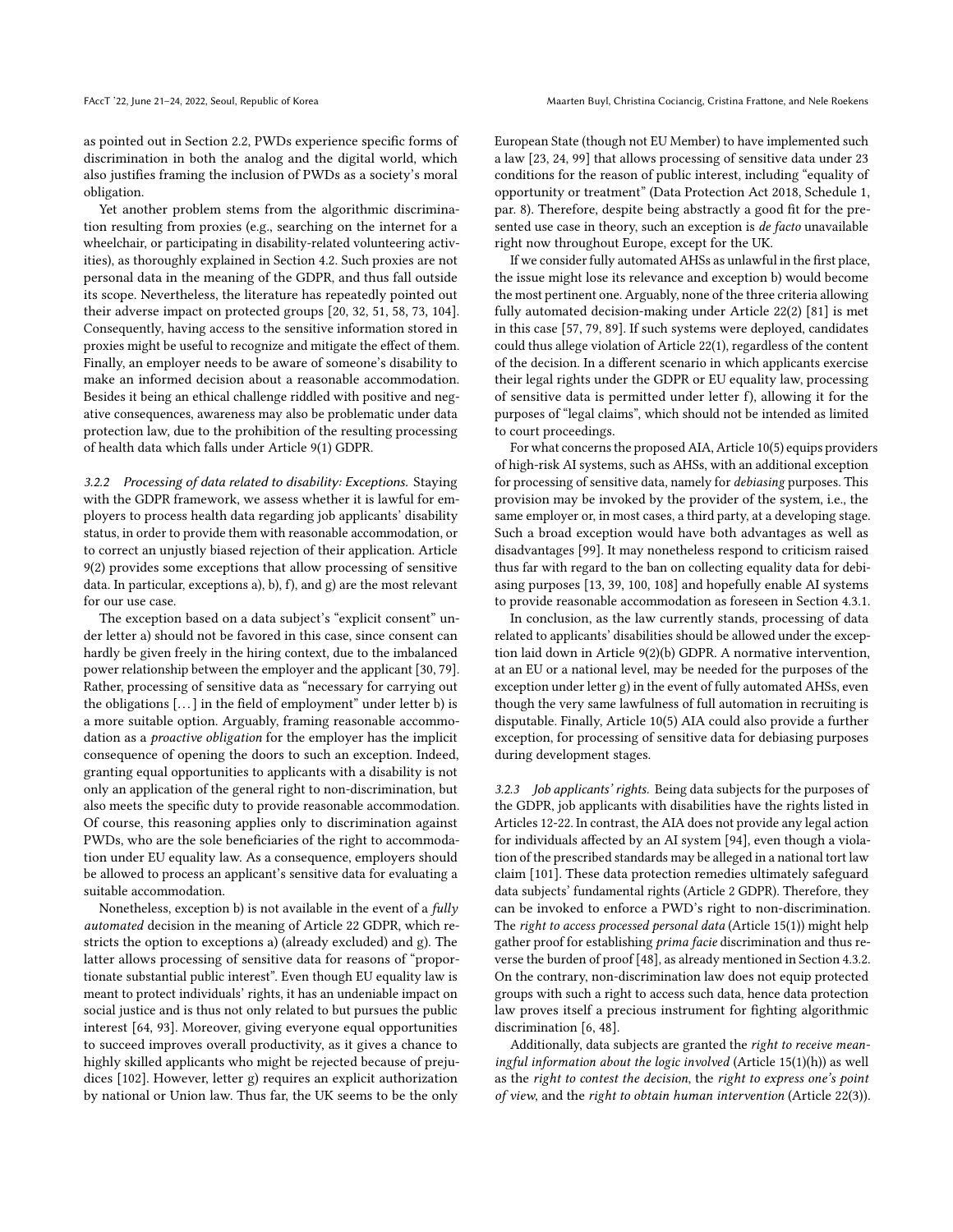as pointed out in Section 2.2, PWDs experience specific forms of discrimination in both the analog and the digital world, which also justifies framing the inclusion of PWDs as a society's moral obligation.

Yet another problem stems from the algorithmic discrimination resulting from proxies (e.g., searching on the internet for a wheelchair, or participating in disability-related volunteering activities), as thoroughly explained in Section 4.2. Such proxies are not personal data in the meaning of the GDPR, and thus fall outside its scope. Nevertheless, the literature has repeatedly pointed out their adverse impact on protected groups [20, 32, 51, 58, 73, 104]. Consequently, having access to the sensitive information stored in proxies might be useful to recognize and mitigate the effect of them. Finally, an employer needs to be aware of someone's disability to make an informed decision about a reasonable accommodation. Besides it being an ethical challenge riddled with positive and negative consequences, awareness may also be problematic under data protection law, due to the prohibition of the resulting processing of health data which falls under Article 9(1) GDPR.

#### 3.2.2 Processing of data related to disability: Exceptions.

Staying with the GDPR framework, we assess whether it is lawful for employers to process health data regarding job applicants' disability status, in order to provide them with reasonable accommodation, or to correct an unjustly biased rejection of their application. Article 9(2) provides some exceptions that allow processing of sensitive data. In particular, exceptions a), b), f), and g) are the most relevant for our use case.

The exception based on a data subject's "explicit consent" under letter a) should not be favored in this case, since consent can hardly be given freely in the hiring context, due to the imbalanced power relationship between the employer and the applicant [30, 79]. Rather, processing of sensitive data as "necessary for carrying out the obligations [...] in the field of employment" under letter b) is a more suitable option. Arguably, framing reasonable accommodation as a *proactive obligation* for the employer has the implicit consequence of opening the doors to such an exception. Indeed, granting equal opportunities to applicants with a disability is not only an application of the general right to non-discrimination, but also meets the specific duty to provide reasonable accommodation. Of course, this reasoning applies only to discrimination against PWDs, who are the sole beneficiaries of the right to accommodation under EU equality law. As a consequence, employers should be allowed to process an applicant's sensitive data for evaluating a suitable accommodation.

Nonetheless, exception b) is not available in the event of a *fully automated* decision in the meaning of Article 22 GDPR, which restricts the option to exceptions a) (already excluded) and g). The latter allows processing of sensitive data for reasons of "proportionate substantial public interest". Even though EU equality law is meant to protect individuals' rights, it has an undeniable impact on social justice and is thus not only related to but pursues the public interest [64, 93]. Moreover, giving everyone equal opportunities to succeed improves overall productivity, as it gives a chance to highly skilled applicants who might be rejected because of prejudices [102]. However, letter g) requires an explicit authorization by national or Union law. Thus far, the UK seems to be the only European State (though not EU Member) to have implemented such a law [23, 24, 99] that allows processing of sensitive data under 23 conditions for the reason of public interest, including "equality of opportunity or treatment" (Data Protection Act 2018, Schedule 1, par. 8). Therefore, despite being abstractly a good fit for the presented use case in theory, such an exception is *de facto* unavailable right now throughout Europe, except for the UK.

If we consider fully automated AHSs as unlawful in the first place, the issue might lose its relevance and exception b) would become the most pertinent one. Arguably, none of the three criteria allowing fully automated decision-making under Article 22(2) [81] is met in this case [57, 79, 89]. If such systems were deployed, candidates could thus allege violation of Article 22(1), regardless of the content of the decision. In a different scenario in which applicants exercise their legal rights under the GDPR or EU equality law, processing of sensitive data is permitted under letter f), allowing it for the purposes of "legal claims", which should not be intended as limited to court proceedings.

For what concerns the proposed AIA, Article 10(5) equips providers of high-risk AI systems, such as AHSs, with an additional exception for processing of sensitive data, namely for *debiasing* purposes. This provision may be invoked by the provider of the system, i.e., the same employer or, in most cases, a third party, at a developing stage. Such a broad exception would have both advantages as well as disadvantages [99]. It may nonetheless respond to criticism raised thus far with regard to the ban on collecting equality data for debiasing purposes [13, 39, 100, 108] and hopefully enable AI systems to provide reasonable accommodation as foreseen in Section 4.3.1.

In conclusion, as the law currently stands, processing of data related to applicants' disabilities should be allowed under the exception laid down in Article 9(2)(b) GDPR. A normative intervention, at an EU or a national level, may be needed for the purposes of the exception under letter g) in the event of fully automated AHSs, even though the very same lawfulness of full automation in recruiting is disputable. Finally, Article 10(5) AIA could also provide a further exception, for processing of sensitive data for debiasing purposes during development stages.

#### 3.2.3 Job applicants' rights.

Being data subjects for the purposes of the GDPR, job applicants with disabilities have the rights listed in Articles 12-22. In contrast, the AIA does not provide any legal action for individuals affected by an AI system [94], even though a violation of the prescribed standards may be alleged in a national tort law claim [101]. These data protection remedies ultimately safeguard data subjects' fundamental rights (Article 2 GDPR). Therefore, they can be invoked to enforce a PWD's right to non-discrimination. The *right to access processed personal data* (Article 15(1)) might help gather proof for establishing *prima facie* discrimination and thus reverse the burden of proof [48], as already mentioned in Section 4.3.2. On the contrary, non-discrimination law does not equip protected groups with such a right to access such data, hence data protection law proves itself a precious instrument for fighting algorithmic discrimination [6, 48].

Additionally, data subjects are granted the *right to receive meaningful information about the logic involved* (Article 15(1)(h)) as well as the *right to contest the decision*, the *right to express one's point of view*, and the *right to obtain human intervention* (Article 22(3)).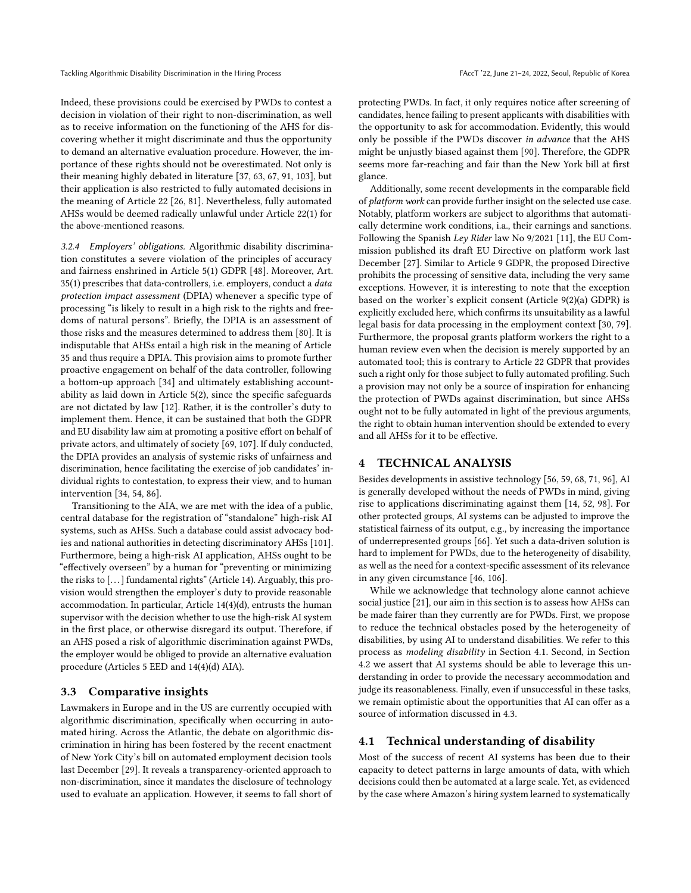Indeed, these provisions could be exercised by PWDs to contest a decision in violation of their right to non-discrimination, as well as to receive information on the functioning of the AHS for discovering whether it might discriminate and thus the opportunity to demand an alternative evaluation procedure. However, the importance of these rights should not be overestimated. Not only is their meaning highly debated in literature [37, 63, 67, 91, 103], but their application is also restricted to fully automated decisions in the meaning of Article 22 [26, 81]. Nevertheless, fully automated AHSs would be deemed radically unlawful under Article 22(1) for the above-mentioned reasons.

#### 3.2.4 Employers' obligations.

Algorithmic disability discrimination constitutes a severe violation of the principles of accuracy and fairness enshrined in Article 5(1) GDPR [48]. Moreover, Art. 35(1) prescribes that data-controllers, i.e. employers, conduct a *data protection impact assessment* (DPIA) whenever a specific type of processing "is likely to result in a high risk to the rights and freedoms of natural persons". Briefly, the DPIA is an assessment of those risks and the measures determined to address them [80]. It is indisputable that AHSs entail a high risk in the meaning of Article 35 and thus require a DPIA. This provision aims to promote further proactive engagement on behalf of the data controller, following a bottom-up approach [34] and ultimately establishing accountability as laid down in Article 5(2), since the specific safeguards are not dictated by law [12]. Rather, it is the controller's duty to implement them. Hence, it can be sustained that both the GDPR and EU disability law aim at promoting a positive effort on behalf of private actors, and ultimately of society [69, 107]. If duly conducted, the DPIA provides an analysis of systemic risks of unfairness and discrimination, hence facilitating the exercise of job candidates' individual rights to contestation, to express their view, and to human intervention [34, 54, 86].

Transitioning to the AIA, we are met with the idea of a public, central database for the registration of "standalone" high-risk AI systems, such as AHSs. Such a database could assist advocacy bodies and national authorities in detecting discriminatory AHSs [101]. Furthermore, being a high-risk AI application, AHSs ought to be "effectively overseen" by a human for "preventing or minimizing the risks to [...] fundamental rights" (Article 14). Arguably, this provision would strengthen the employer's duty to provide reasonable accommodation. In particular, Article 14(4)(d), entrusts the human supervisor with the decision whether to use the high-risk AI system in the first place, or otherwise disregard its output. Therefore, if an AHS posed a risk of algorithmic discrimination against PWDs, the employer would be obliged to provide an alternative evaluation procedure (Articles 5 EED and 14(4)(d) AIA).

### 3.3 Comparative insights

Lawmakers in Europe and in the US are currently occupied with algorithmic discrimination, specifically when occurring in automated hiring. Across the Atlantic, the debate on algorithmic discrimination in hiring has been fostered by the recent enactment of New York City's bill on automated employment decision tools last December [29]. It reveals a transparency-oriented approach to non-discrimination, since it mandates the disclosure of technology used to evaluate an application. However, it seems to fall short of protecting PWDs. In fact, it only requires notice after screening of candidates, hence failing to present applicants with disabilities with the opportunity to ask for accommodation. Evidently, this would only be possible if the PWDs discover *in advance* that the AHS might be unjustly biased against them [90]. Therefore, the GDPR seems more far-reaching and fair than the New York bill at first glance.

Additionally, some recent developments in the comparable field of *platform work* can provide further insight on the selected use case. Notably, platform workers are subject to algorithms that automatically determine work conditions, i.a., their earnings and sanctions. Following the Spanish *Ley Rider* law No 9/2021 [11], the EU Commission published its draft EU Directive on platform work last December [27]. Similar to Article 9 GDPR, the proposed Directive prohibits the processing of sensitive data, including the very same exceptions. However, it is interesting to note that the exception based on the worker's explicit consent (Article 9(2)(a) GDPR) is explicitly excluded here, which confirms its unsuitability as a lawful legal basis for data processing in the employment context [30, 79]. Furthermore, the proposal grants platform workers the right to a human review even when the decision is merely supported by an automated tool; this is contrary to Article 22 GDPR that provides such a right only for those subject to fully automated profiling. Such a provision may not only be a source of inspiration for enhancing the protection of PWDs against discrimination, but since AHSs ought not to be fully automated in light of the previous arguments, the right to obtain human intervention should be extended to every and all AHSs for it to be effective.

## 4 TECHNICAL ANALYSIS

Besides developments in assistive technology [56, 59, 68, 71, 96], AI is generally developed without the needs of PWDs in mind, giving rise to applications discriminating against them [14, 52, 98]. For other protected groups, AI systems can be adjusted to improve the statistical fairness of its output, e.g., by increasing the importance of underrepresented groups [66]. Yet such a data-driven solution is hard to implement for PWDs, due to the heterogeneity of disability, as well as the need for a context-specific assessment of its relevance in any given circumstance [46, 106].

While we acknowledge that technology alone cannot achieve social justice [21], our aim in this section is to assess how AHSs can be made fairer than they currently are for PWDs. First, we propose to reduce the technical obstacles posed by the heterogeneity of disabilities, by using AI to understand disabilities. We refer to this process as *modeling disability* in Section 4.1. Second, in Section 4.2 we assert that AI systems should be able to leverage this understanding in order to provide the necessary accommodation and judge its reasonableness. Finally, even if unsuccessful in these tasks, we remain optimistic about the opportunities that AI can offer as a source of information discussed in 4.3.

### 4.1 Technical understanding of disability

Most of the success of recent AI systems has been due to their capacity to detect patterns in large amounts of data, with which decisions could then be automated at a large scale. Yet, as evidenced by the case where Amazon's hiring system learned to systematically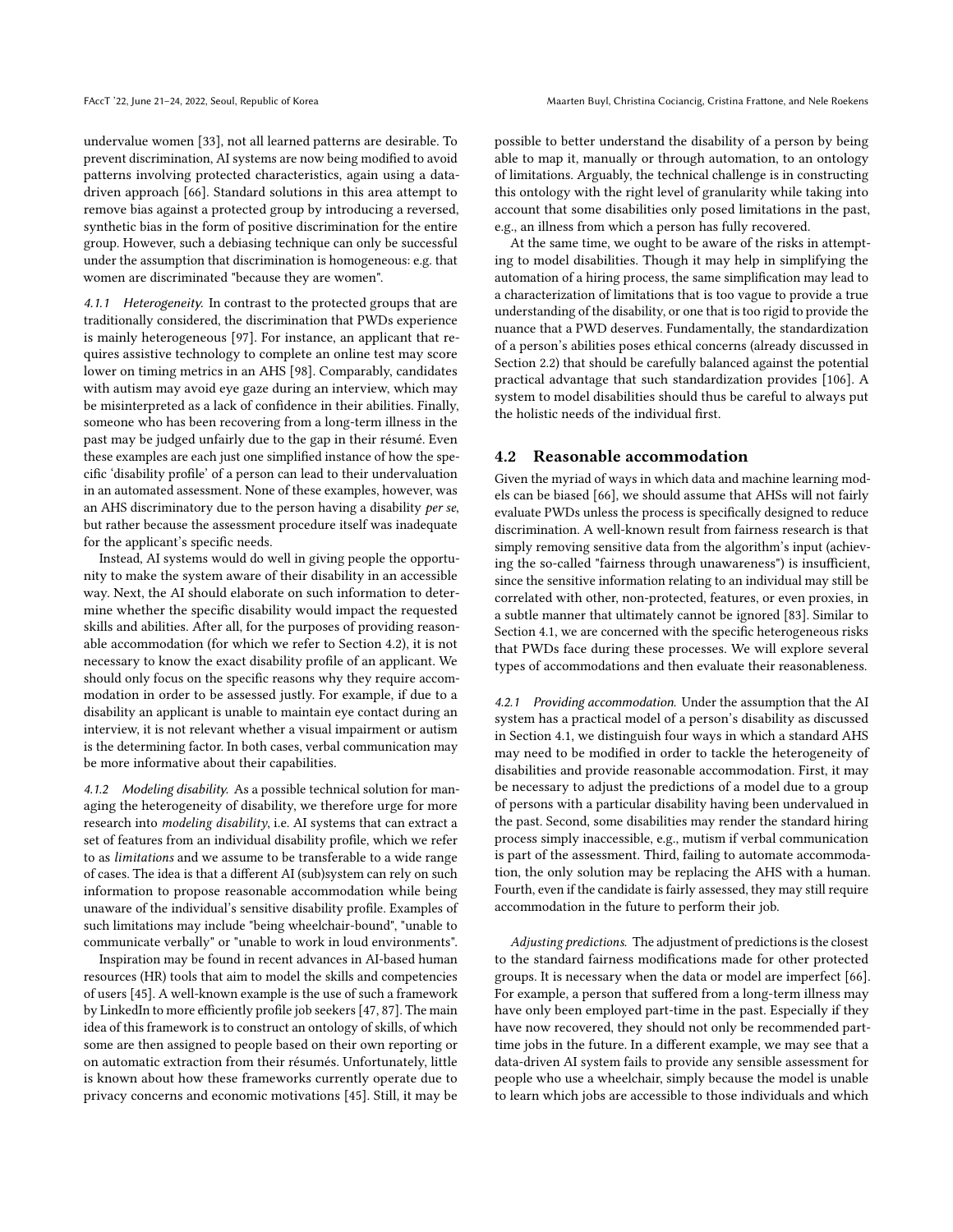undervalue women [33], not all learned patterns are desirable. To prevent discrimination, AI systems are now being modified to avoid patterns involving protected characteristics, again using a data-driven approach [66]. Standard solutions in this area attempt to remove bias against a protected group by introducing a reversed, synthetic bias in the form of positive discrimination for the entire group. However, such a debiasing technique can only be successful under the assumption that discrimination is homogeneous: e.g. that women are discriminated "because they are women".

#### 4.1.1 Heterogeneity.

In contrast to the protected groups that are traditionally considered, the discrimination that PWDs experience is mainly heterogeneous [97]. For instance, an applicant that requires assistive technology to complete an online test may score lower on timing metrics in an AHS [98]. Comparably, candidates with autism may avoid eye gaze during an interview, which may be misinterpreted as a lack of confidence in their abilities. Finally, someone who has been recovering from a long-term illness in the past may be judged unfairly due to the gap in their résumé. Even these examples are each just one simplified instance of how the specific 'disability profile' of a person can lead to their undervaluation in an automated assessment. None of these examples, however, was an AHS discriminatory due to the person having a disability *per se*, but rather because the assessment procedure itself was inadequate for the applicant's specific needs.

Instead, AI systems would do well in giving people the opportunity to make the system aware of their disability in an accessible way. Next, the AI should elaborate on such information to determine whether the specific disability would impact the requested skills and abilities. After all, for the purposes of providing reasonable accommodation (for which we refer to Section 4.2), it is not necessary to know the exact disability profile of an applicant. We should only focus on the specific reasons why they require accommodation in order to be assessed justly. For example, if due to a disability an applicant is unable to maintain eye contact during an interview, it is not relevant whether a visual impairment or autism is the determining factor. In both cases, verbal communication may be more informative about their capabilities.

#### 4.1.2 Modeling disability.

As a possible technical solution for managing the heterogeneity of disability, we therefore urge for more research into *modeling disability*, i.e. AI systems that can extract a set of features from an individual disability profile, which we refer to as *limitations* and we assume to be transferable to a wide range of cases. The idea is that a different AI (sub)system can rely on such information to propose reasonable accommodation while being unaware of the individual's sensitive disability profile. Examples of such limitations may include "being wheelchair-bound", "unable to communicate verbally" or "unable to work in loud environments".

Inspiration may be found in recent advances in AI-based human resources (HR) tools that aim to model the skills and competencies of users [45]. A well-known example is the use of such a framework by LinkedIn to more efficiently profile job seekers [47, 87]. The main idea of this framework is to construct an ontology of skills, of which some are then assigned to people based on their own reporting or on automatic extraction from their résumés. Unfortunately, little is known about how these frameworks currently operate due to privacy concerns and economic motivations [45]. Still, it may be possible to better understand the disability of a person by being able to map it, manually or through automation, to an ontology of limitations. Arguably, the technical challenge is in constructing this ontology with the right level of granularity while taking into account that some disabilities only posed limitations in the past, e.g., an illness from which a person has fully recovered.

At the same time, we ought to be aware of the risks in attempting to model disabilities. Though it may help in simplifying the automation of a hiring process, the same simplification may lead to a characterization of limitations that is too vague to provide a true understanding of the disability, or one that is too rigid to provide the nuance that a PWD deserves. Fundamentally, the standardization of a person's abilities poses ethical concerns (already discussed in Section 2.2) that should be carefully balanced against the potential practical advantage that such standardization provides [106]. A system to model disabilities should thus be careful to always put the holistic needs of the individual first.

## 4.2 Reasonable accommodation

Given the myriad of ways in which data and machine learning models can be biased [66], we should assume that AHSs will not fairly evaluate PWDs unless the process is specifically designed to reduce discrimination. A well-known result from fairness research is that simply removing sensitive data from the algorithm's input (achieving the so-called "fairness through unawareness") is insufficient, since the sensitive information relating to an individual may still be correlated with other, non-protected, features, or even proxies, in a subtle manner that ultimately cannot be ignored [83]. Similar to Section 4.1, we are concerned with the specific heterogeneous risks that PWDs face during these processes. We will explore several types of accommodations and then evaluate their reasonableness.

#### 4.2.1 Providing accommodation.

Under the assumption that the AI system has a practical model of a person's disability as discussed in Section 4.1, we distinguish four ways in which a standard AHS may need to be modified in order to tackle the heterogeneity of disabilities and provide reasonable accommodation. First, it may be necessary to adjust the predictions of a model due to a group of persons with a particular disability having been undervalued in the past. Second, some disabilities may render the standard hiring process simply inaccessible, e.g., mutism if verbal communication is part of the assessment. Third, failing to automate accommodation, the only solution may be replacing the AHS with a human. Fourth, even if the candidate is fairly assessed, they may still require accommodation in the future to perform their job.

*Adjusting predictions.* The adjustment of predictions is the closest to the standard fairness modifications made for other protected groups. It is necessary when the data or model are imperfect [66]. For example, a person that suffered from a long-term illness may have only been employed part-time in the past. Especially if they have now recovered, they should not only be recommended part-time jobs in the future. In a different example, we may see that a data-driven AI system fails to provide any sensible assessment for people who use a wheelchair, simply because the model is unable to learn which jobs are accessible to those individuals and which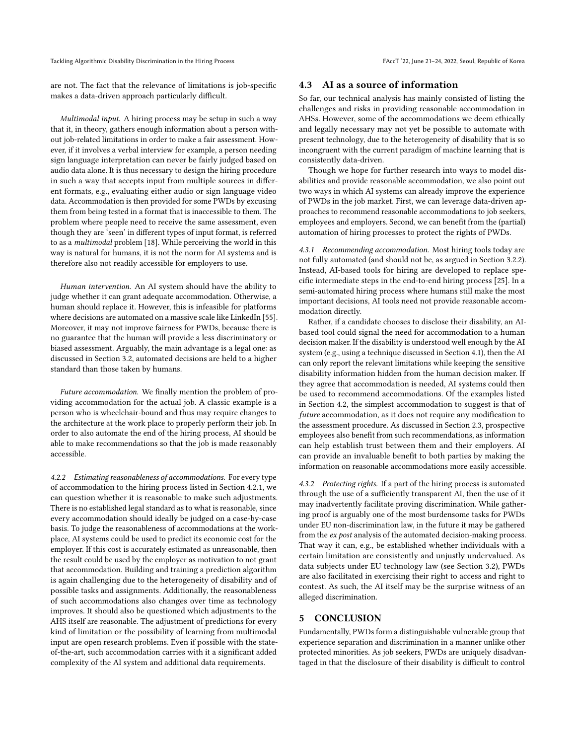are not. The fact that the relevance of limitations is job-specific makes a data-driven approach particularly difficult.

*Multimodal input.* A hiring process may be setup in such a way that it, in theory, gathers enough information about a person without job-related limitations in order to make a fair assessment. However, if it involves a verbal interview for example, a person needing sign language interpretation can never be fairly judged based on audio data alone. It is thus necessary to design the hiring procedure in such a way that accepts input from multiple sources in different formats, e.g., evaluating either audio or sign language video data. Accommodation is then provided for some PWDs by excusing them from being tested in a format that is inaccessible to them. The problem where people need to receive the same assessment, even though they are 'seen' in different types of input format, is referred to as a *multimodal* problem [18]. While perceiving the world in this way is natural for humans, it is not the norm for AI systems and is therefore also not readily accessible for employers to use.

*Human intervention.* An AI system should have the ability to judge whether it can grant adequate accommodation. Otherwise, a human should replace it. However, this is infeasible for platforms where decisions are automated on a massive scale like LinkedIn [55]. Moreover, it may not improve fairness for PWDs, because there is no guarantee that the human will provide a less discriminatory or biased assessment. Arguably, the main advantage is a legal one: as discussed in Section 3.2, automated decisions are held to a higher standard than those taken by humans.

*Future accommodation.* We finally mention the problem of providing accommodation for the actual job. A classic example is a person who is wheelchair-bound and thus may require changes to the architecture at the work place to properly perform their job. In order to also automate the end of the hiring process, AI should be able to make recommendations so that the job is made reasonably accessible.

#### 4.2.2 Estimating reasonableness of accommodations.

For every type of accommodation to the hiring process listed in Section 4.2.1, we can question whether it is reasonable to make such adjustments. There is no established legal standard as to what is reasonable, since every accommodation should ideally be judged on a case-by-case basis. To judge the reasonableness of accommodations at the workplace, AI systems could be used to predict its economic cost for the employer. If this cost is accurately estimated as unreasonable, then the result could be used by the employer as motivation to not grant that accommodation. Building and training a prediction algorithm is again challenging due to the heterogeneity of disability and of possible tasks and assignments. Additionally, the reasonableness of such accommodations also changes over time as technology improves. It should also be questioned which adjustments to the AHS itself are reasonable. The adjustment of predictions for every kind of limitation or the possibility of learning from multimodal input are open research problems. Even if possible with the state-of-the-art, such accommodation carries with it a significant added complexity of the AI system and additional data requirements.

### 4.3 AI as a source of information

So far, our technical analysis has mainly consisted of listing the challenges and risks in providing reasonable accommodation in AHSs. However, some of the accommodations we deem ethically and legally necessary may not yet be possible to automate with present technology, due to the heterogeneity of disability that is so incongruent with the current paradigm of machine learning that is consistently data-driven.

Though we hope for further research into ways to model disabilities and provide reasonable accommodation, we also point out two ways in which AI systems can already improve the experience of PWDs in the job market. First, we can leverage data-driven approaches to recommend reasonable accommodations to job seekers, employees and employers. Second, we can benefit from the (partial) automation of hiring processes to protect the rights of PWDs.

#### 4.3.1 Recommending accommodation.

Most hiring tools today are not fully automated (and should not be, as argued in Section 3.2.2). Instead, AI-based tools for hiring are developed to replace specific intermediate steps in the end-to-end hiring process [25]. In a semi-automated hiring process where humans still make the most important decisions, AI tools need not provide reasonable accommodation directly.

Rather, if a candidate chooses to disclose their disability, an AI-based tool could signal the need for accommodation to a human decision maker. If the disability is understood well enough by the AI system (e.g., using a technique discussed in Section 4.1), then the AI can only report the relevant limitations while keeping the sensitive disability information hidden from the human decision maker. If they agree that accommodation is needed, AI systems could then be used to recommend accommodations. Of the examples listed in Section 4.2, the simplest accommodation to suggest is that of *future* accommodation, as it does not require any modification to the assessment procedure. As discussed in Section 2.3, prospective employees also benefit from such recommendations, as information can help establish trust between them and their employers. AI can provide an invaluable benefit to both parties by making the information on reasonable accommodations more easily accessible.

#### 4.3.2 Protecting rights.

If a part of the hiring process is automated through the use of a sufficiently transparent AI, then the use of it may inadvertently facilitate proving discrimination. While gathering proof is arguably one of the most burdensome tasks for PWDs under EU non-discrimination law, in the future it may be gathered from the *ex post* analysis of the automated decision-making process. That way it can, e.g., be established whether individuals with a certain limitation are consistently and unjustly undervalued. As data subjects under EU technology law (see Section 3.2), PWDs are also facilitated in exercising their right to access and right to contest. As such, the AI itself may be the surprise witness of an alleged discrimination.

## 5 CONCLUSION

Fundamentally, PWDs form a distinguishable vulnerable group that experience separation and discrimination in a manner unlike other protected minorities. As job seekers, PWDs are uniquely disadvantaged in that the disclosure of their disability is difficult to control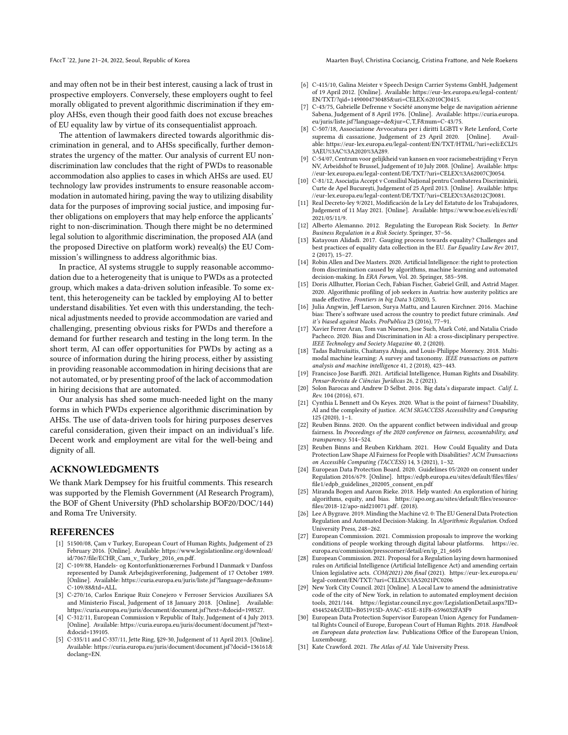and may often not be in their best interest, causing a lack of trust in prospective employers. Conversely, these employers ought to feel morally obligated to prevent algorithmic discrimination if they employ AHSs, even though their good faith does not excuse breaches of EU equality law by virtue of its consequentialist approach.

The attention of lawmakers directed towards algorithmic discrimination in general, and to AHSs specifically, further demonstrates the urgency of the matter. Our analysis of current EU non-discrimination law concludes that the right of PWDs to reasonable accommodation also applies to cases in which AHSs are used. EU technology law provides instruments to ensure reasonable accommodation in automated hiring, paving the way to utilizing disability data for the purposes of improving social justice, and imposing further obligations on employers that may help enforce the applicants' right to non-discrimination. Though there might be no determined legal solution to algorithmic discrimination, the proposed AIA (and the proposed Directive on platform work) reveal(s) the EU Commission's willingness to address algorithmic bias.

In practice, AI systems struggle to supply reasonable accommodation due to a heterogeneity that is unique to PWDs as a protected group, which makes a data-driven solution infeasible. To some extent, this heterogeneity can be tackled by employing AI to better understand disabilities. Yet even with this understanding, the technical adjustments needed to provide accommodation are varied and challenging, presenting obvious risks for PWDs and therefore a demand for further research and testing in the long term. In the short term, AI can offer opportunities for PWDs by acting as a source of information during the hiring process, either by assisting in providing reasonable accommodation in hiring decisions that are not automated, or by presenting proof of the lack of accommodation in hiring decisions that are automated.

Our analysis has shed some much-needed light on the many forms in which PWDs experience algorithmic discrimination by AHSs. The use of data-driven tools for hiring purposes deserves careful consideration, given their impact on an individual's life. Decent work and employment are vital for the well-being and dignity of all.

## ACKNOWLEDGMENTS

We thank Mark Dempsey for his fruitful comments. This research was supported by the Flemish Government (AI Research Program), the BOF of Ghent University (PhD scholarship BOF20/DOC/144) and Roma Tre University.

## REFERENCES

[1] 51500/08, Çam v Turkey, European Court of Human Rights, Judgement of 23 February 2016. [Online]. Available: https://www.legislationline.org/download/id/7067/file/ECHR_Cam_v_Turkey_2016_en.pdf.

[2] C-109/88, Handels- og Kontorfunktionærernes Forbund I Danmark v Danfoss represented by Dansk Arbejdsgiverforening, Judgement of 17 October 1989. [Online]. Available: https://curia.europa.eu/juris/liste.jsf?language=de&num=C-109/88&td=ALL.

[3] C-270/16, Carlos Enrique Ruiz Conejero v Ferroser Servicios Auxiliares SA and Ministerio Fiscal, Judgement of 18 January 2018. [Online]. Available: https://curia.europa.eu/juris/document/document.jsf?text=&docid=198527.

[4] C-312/11, European Commission v Republic of Italy, Judgement of 4 July 2013. [Online]. Available: https://curia.europa.eu/juris/document/document.jsf?text=&docid=139105.

[5] C-335/11 and C-337/11, Jette Ring, §29-30, Judgement of 11 April 2013. [Online]. Available: https://curia.europa.eu/juris/document/document.jsf?docid=136161&doclang=EN.

[6] C-415/10, Galina Meister v Speech Design Carrier Systems GmbH, Judgement of 19 April 2012. [Online]. Available: https://eur-lex.europa.eu/legal-content/EN/TXT/?qid=1490004730485&uri=CELEX:62010CJ0415.

[7] C-43/75, Gabrielle Defrenne v Société anonyme belge de navigation aérienne Sabena, Judgement of 8 April 1976. [Online]. Available: https://curia.europa.eu/juris/liste.jsf?language=de&jur=C,T,F&num=C-43/75.

[8] C-507/18, Associazione Avvocatura per i diritti LGBTI v Rete Lenford, Corte suprema di cassazione, Judgement of 23 April 2020. [Online]. Available: https://eur-lex.europa.eu/legal-content/EN/TXT/HTML/?uri=ecli:ECLI%3AEU%3AC%3A2020%3A289.

[9] C-54/07, Centrum voor gelijkheid van kansen en voor racismebestrijding v Feryn NV, Arbeidshof te Brussel, Judgement of 10 July 2008. [Online]. Available: https://eur-lex.europa.eu/legal-content/DE/TXT/?uri=CELEX%3A62007CJ0054.

[10] C-81/12, Asociația Accept v Consiliul Național pentru Combaterea Discriminării, Curte de Apel București, Judgement of 25 April 2013. [Online]. Available: https://eur-lex.europa.eu/legal-content/DE/TXT/?uri=CELEX%3A62012CJ0081.

[11] Real Decreto-ley 9/2021, Modificación de la Ley del Estatuto de los Trabajadores, Judgement of 11 May 2021. [Online]. Available: https://www.boe.es/eli/es/rdl/2021/05/11/9.

[12] Alberto Alemanno. 2012. Regulating the European Risk Society. In *Better Business Regulation in a Risk Society*. Springer, 37–56.

[13] Katayoun Alidadi. 2017. Gauging process towards equality? Challenges and best practices of equality data collection in the EU. *Eur Equality Law Rev* 2017, 2 (2017), 15–27.

[14] Robin Allen and Dee Masters. 2020. Artificial Intelligence: the right to protection from discrimination caused by algorithms, machine learning and automated decision-making. In *ERA Forum*, Vol. 20. Springer, 585–598.

[15] Doris Allhutter, Florian Cech, Fabian Fischer, Gabriel Grill, and Astrid Mager. 2020. Algorithmic profiling of job seekers in Austria: how austerity politics are made effective. *Frontiers in big Data* 3 (2020), 5.

[16] Julia Angwin, Jeff Larson, Surya Mattu, and Lauren Kirchner. 2016. Machine bias: There's software used across the country to predict future criminals. *And it's biased against blacks. ProPublica* 23 (2016), 77–91.

[17] Xavier Ferrer Aran, Tom van Nuenen, Jose Such, Mark Coté, and Natalia Criado Pacheco. 2020. Bias and Discrimination in AI: a cross-disciplinary perspective. *IEEE Technology and Society Magazine* 40, 2 (2020).

[18] Tadas Baltrušaitis, Chaitanya Ahuja, and Louis-Philippe Morency. 2018. Multimodal machine learning: A survey and taxonomy. *IEEE transactions on pattern analysis and machine intelligence* 41, 2 (2018), 423–443.

[19] Francisco Jose Bariffi. 2021. Artificial Intelligence, Human Rights and Disability. *Pensar-Revista de Ciências Jurídicas* 26, 2 (2021).

[20] Solon Barocas and Andrew D Selbst. 2016. Big data's disparate impact. *Calif. L. Rev.* 104 (2016), 671.

[21] Cynthia L Bennett and Os Keyes. 2020. What is the point of fairness? Disability, AI and the complexity of justice. *ACM SIGACCESS Accessibility and Computing* 125 (2020), 1–1.

[22] Reuben Binns. 2020. On the apparent conflict between individual and group fairness. In *Proceedings of the 2020 conference on fairness, accountability, and transparency*. 514–524.

[23] Reuben Binns and Reuben Kirkham. 2021. How Could Equality and Data Protection Law Shape AI Fairness for People with Disabilities? *ACM Transactions on Accessible Computing (TACCESS)* 14, 3 (2021), 1–32.

[24] European Data Protection Board. 2020. Guidelines 05/2020 on consent under Regulation 2016/679. [Online]. https://edpb.europa.eu/sites/default/files/files/file1/edpb_guidelines_202005_consent_en.pdf

[25] Miranda Bogen and Aaron Rieke. 2018. Help wanted: An exploration of hiring algorithms, equity, and bias. https://apo.org.au/sites/default/files/resource-files/2018-12/apo-nid210071.pdf. (2018).

[26] Lee A Bygrave. 2019. Minding the Machine v2. 0: The EU General Data Protection Regulation and Automated Decision-Making. In *Algorithmic Regulation*. Oxford University Press, 248–262.

[27] European Commission. 2021. Commission proposals to improve the working conditions of people working through digital labour platforms. https://ec.europa.eu/commission/presscorner/detail/en/ip_21_6605

[28] European Commission. 2021. Proposal for a Regulation laying down harmonised rules on Artificial Intelligence (Artificial Intelligence Act) and amending certain Union legislative acts. *COM(2021) 206 final* (2021). https://eur-lex.europa.eu/legal-content/EN/TXT/?uri=CELEX%3A52021PC0206

[29] New York City Council. 2021 [Online]. A Local Law to amend the administrative code of the city of New York, in relation to automated employment decision tools, 2021/144. https://legistar.council.nyc.gov/LegislationDetail.aspx?ID=4344524&GUID=B051915D-A9AC-451E-81F8-6596032FA3F9

[30] European Data Protection Supervisor European Union Agency for Fundamental Rights Council of Europe, European Court of Human Rights. 2018. *Handbook on European data protection law*. Publications Office of the European Union, Luxembourg.

[31] Kate Crawford. 2021. *The Atlas of AI*. Yale University Press.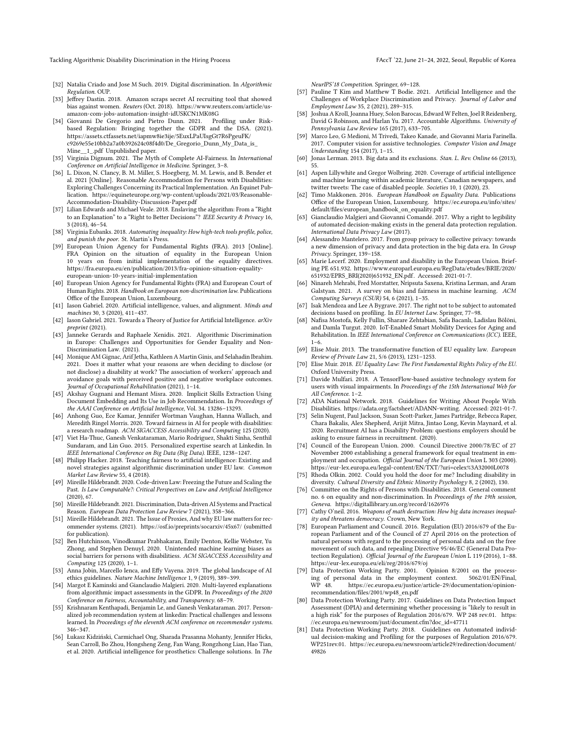- [32] Natalia Criado and Jose M Such. 2019. Digital discrimination. In *Algorithmic Regulation*. OUP.
- [33] Jeffrey Dastin. 2018. Amazon scraps secret AI recruiting tool that showed bias against women. *Reuters* (Oct. 2018). https://www.reuters.com/article/us-amazon-com-jobs-automation-insight-idUSKCN1MK08G
- [34] Giovanni De Gregorio and Pietro Dunn. 2021. Profiling under Risk-based Regulation: Bringing together the GDPR and the DSA. (2021). https://assets.ctfassets.net/iapmw8ie3ije/5EuxLPaUIsgGt7R6PgeuFK/c9269e55e10bb2a7a0b392624c08f4d0/De_Gregorio_Dunn_My_Data_is_Mine__1_.pdf Unpublished paper.
- [35] Virginia Dignum. 2021. The Myth of Complete AI-Fairness. In *International Conference on Artificial Intelligence in Medicine*. Springer, 3–8.
- [36] L. Dixon, N. Clancy, B. M. Miller, S. Hoegberg, M. M. Lewis, and B. Bender et al. 2021 [Online]. Reasonable Accommodation for Persons with Disabilities: Exploring Challenges Concerning its Practical Implementation. An Equinet Publication. https://equineteurope.org/wp-content/uploads/2021/03/Reasonable-Accommodation-Disability-Discussion-Paper.pdf
- [37] Lilian Edwards and Michael Veale. 2018. Enslaving the algorithm: From a "Right to an Explanation" to a "Right to Better Decisions"? *IEEE Security & Privacy* 16, 3 (2018), 46–54.
- [38] Virginia Eubanks. 2018. *Automating inequality: How high-tech tools profile, police, and punish the poor.* St. Martin's Press.
- [39] European Union Agency for Fundamental Rights (FRA). 2013 [Online]. FRA Opinion on the situation of equality in the European Union 10 years on from initial implementation of the equality directives. https://fra.europa.eu/en/publication/2013/fra-opinion-situation-equality-european-union-10-years-initial-implementation
- [40] European Union Agency for Fundamental Rights (FRA) and European Court of Human Rights. 2018. *Handbook on European non-discrimination law.* Publications Office of the European Union, Luxembourg.
- [41] Iason Gabriel. 2020. Artificial intelligence, values, and alignment. *Minds and machines* 30, 3 (2020), 411–437.
- [42] Iason Gabriel. 2021. Towards a Theory of Justice for Artificial Intelligence. *arXiv preprint* (2021).
- [43] Janneke Gerards and Raphaele Xenidis. 2021. Algorithmic Discrimination in Europe: Challenges and Opportunities for Gender Equality and Non-Discrimination Law. (2021).
- [44] Monique AM Gignac, Arif Jetha, Kathleen A Martin Ginis, and Selahadin Ibrahim. 2021. Does it matter what your reasons are when deciding to disclose (or not disclose) a disability at work? The association of workers' approach and avoidance goals with perceived positive and negative workplace outcomes. *Journal of Occupational Rehabilitation* (2021), 1–14.
- [45] Akshay Gugnani and Hemant Misra. 2020. Implicit Skills Extraction Using Document Embedding and Its Use in Job Recommendation. In *Proceedings of the AAAI Conference on Artificial Intelligence*, Vol. 34. 13286–13293.
- [46] Anhong Guo, Ece Kamar, Jennifer Wortman Vaughan, Hanna Wallach, and Meredith Ringel Morris. 2020. Toward fairness in AI for people with disabilities: a research roadmap. *ACM SIGACCESS Accessibility and Computing* 125 (2020).
- [47] Viet Ha-Thuc, Ganesh Venkataraman, Mario Rodriguez, Shakti Sinha, Senthil Sundaram, and Lin Guo. 2015. Personalized expertise search at LinkedIn. In *IEEE International Conference on Big Data (Big Data)*. IEEE, 1238–1247.
- [48] Philipp Hacker. 2018. Teaching fairness to artificial intelligence: Existing and novel strategies against algorithmic discrimination under EU law. *Common Market Law Review* 55, 4 (2018).
- [49] Mireille Hildebrandt. 2020. Code-driven Law: Freezing the Future and Scaling the Past. *Is Law Computable?: Critical Perspectives on Law and Artificial Intelligence* (2020), 67.
- [50] Mireille Hildebrandt. 2021. Discrimination, Data-driven AI Systems and Practical Reason. *European Data Protection Law Review* 7 (2021), 358–366.
- [51] Mireille Hildebrandt. 2021. The Issue of Proxies, And why EU law matters for recommender systems. (2021). https://osf.io/preprints/socarxiv/45x67/ (submitted for publication).
- [52] Ben Hutchinson, Vinodkumar Prabhakaran, Emily Denton, Kellie Webster, Yu Zhong, and Stephen Denuyl. 2020. Unintended machine learning biases as social barriers for persons with disabilitiess. *ACM SIGACCESS Accessibility and Computing* 125 (2020), 1–1.
- [53] Anna Jobin, Marcello Ienca, and Effy Vayena. 2019. The global landscape of AI ethics guidelines. *Nature Machine Intelligence* 1, 9 (2019), 389–399.
- [54] Margot E Kaminski and Gianclaudio Malgieri. 2020. Multi-layered explanations from algorithmic impact assessments in the GDPR. In *Proceedings of the 2020 Conference on Fairness, Accountability, and Transparency*. 68–79.
- [55] Krishnaram Kenthapadi, Benjamin Le, and Ganesh Venkataraman. 2017. Personalized job recommendation system at linkedin: Practical challenges and lessons learned. In *Proceedings of the eleventh ACM conference on recommender systems*. 346–347.
- [56] Łukasz Kidziński, Carmichael Ong, Sharada Prasanna Mohanty, Jennifer Hicks, Sean Carroll, Bo Zhou, Hongsheng Zeng, Fan Wang, Rongzhong Lian, Hao Tian, et al. 2020. Artificial intelligence for prosthetics: Challenge solutions. In *The NeurIPS'18 Competition*. Springer, 69–128.
- [57] Pauline T Kim and Matthew T Bodie. 2021. Artificial Intelligence and the Challenges of Workplace Discrimination and Privacy. *Journal of Labor and Employment Law* 35, 2 (2021), 289–315.
- [58] Joshua A Kroll, Joanna Huey, Solon Barocas, Edward W Felten, Joel R Reidenberg, David G Robinson, and Harlan Yu. 2017. Accountable Algorithms. *University of Pennsylvania Law Review* 165 (2017), 633–705.
- [59] Marco Leo, G Medioni, M Trivedi, Takeo Kanade, and Giovanni Maria Farinella. 2017. Computer vision for assistive technologies. *Computer Vision and Image Understanding* 154 (2017), 1–15.
- [60] Jonas Lerman. 2013. Big data and its exclusions. *Stan. L. Rev. Online* 66 (2013), 55.
- [61] Aspen Lillywhite and Gregor Wolbring. 2020. Coverage of artificial intelligence and machine learning within academic literature, Canadian newspapers, and twitter tweets: The case of disabled people. *Societies* 10, 1 (2020), 23.
- [62] Timo Makkonen. 2016. *European Handbook on Equality Data*. Publications Office of the European Union, Luxembourg. https://ec.europa.eu/info/sites/default/files/european_handbook_on_equality.pdf
- [63] Gianclaudio Malgieri and Giovanni Comandé. 2017. Why a right to legibility of automated decision-making exists in the general data protection regulation. *International Data Privacy Law* (2017).
- [64] Alessandro Mantelero. 2017. From group privacy to collective privacy: towards a new dimension of privacy and data protection in the big data era. In *Group Privacy*. Springer, 139–158.
- [65] Marie Lecerf. 2020. Employment and disability in the European Union. Briefing PE 651.932. https://www.europarl.europa.eu/RegData/etudes/BRIE/2020/651932/EPRS_BRI(2020)651932_EN.pdf. Accessed: 2021-01-7.
- [66] Ninareh Mehrabi, Fred Morstatter, Nripsuta Saxena, Kristina Lerman, and Aram Galstyan. 2021. A survey on bias and fairness in machine learning. *ACM Computing Surveys (CSUR)* 54, 6 (2021), 1–35.
- [67] Isak Mendoza and Lee A Bygrave. 2017. The right not to be subject to automated decisions based on profiling. In *EU Internet Law*. Springer, 77–98.
- [68] Nafisa Mostofa, Kelly Fullin, Sharare Zehtabian, Safa Bacanlı, Ladislau Bölöni, and Damla Turgut. 2020. IoT-Enabled Smart Mobility Devices for Aging and Rehabilitation. In *IEEE International Conference on Communications (ICC)*. IEEE, 1–6.
- [69] Elise Muir. 2013. The transformative function of EU equality law. *European Review of Private Law* 21, 5/6 (2013), 1231–1253.
- [70] Elise Muir. 2018. *EU Equality Law: The First Fundamental Rights Policy of the EU.* Oxford University Press.
- [71] Davide Mulfari. 2018. A TensorFlow-based assistive technology system for users with visual impairments. In *Proceedings of the 15th International Web for All Conference*. 1–2.
- [72] ADA National Network. 2018. Guidelines for Writing About People With Disabilities. https://adata.org/factsheet/ADANN-writing. Accessed: 2021-01-7.
- [73] Selin Nugent, Paul Jackson, Susan Scott-Parker, James Partridge, Rebecca Raper, Chara Bakalis, Alex Shepherd, Arijit Mitra, Jintao Long, Kevin Maynard, et al. 2020. Recruitment AI has a Disability Problem: questions employers should be asking to ensure fairness in recruitment. (2020).
- [74] Council of the European Union. 2000. Council Directive 2000/78/EC of 27 November 2000 establishing a general framework for equal treatment in employment and occupation. *Official Journal of the European Union* L 303 (2000). https://eur-lex.europa.eu/legal-content/EN/TXT/?uri=celex%3A32000L0078
- [75] Rhoda Olkin. 2002. Could you hold the door for me? Including disability in diversity. *Cultural Diversity and Ethnic Minority Psychology* 8, 2 (2002), 130.
- [76] Committee on the Rights of Persons with Disabilities. 2018. General comment no. 6 on equality and non-discrimination. In *Proceedings of the 19th session, Geneva*. https://digitallibrary.un.org/record/1626976
- [77] Cathy O'neil. 2016. *Weapons of math destruction: How big data increases inequality and threatens democracy.* Crown, New York.
- [78] European Parliament and Council. 2016. Regulation (EU) 2016/679 of the European Parliament and of the Council of 27 April 2016 on the protection of natural persons with regard to the processing of personal data and on the free movement of such data, and repealing Directive 95/46/EC (General Data Protection Regulation). *Official Journal of the European Union* L 119 (2016), 1–88. https://eur-lex.europa.eu/eli/reg/2016/679/oj
- [79] Data Protection Working Party. 2001. Opinion 8/2001 on the processing of personal data in the employment context. 5062/01/EN/Final, WP 48. https://ec.europa.eu/justice/article-29/documentation/opinion-recommendation/files/2001/wp48_en.pdf
- [80] Data Protection Working Party. 2017. Guidelines on Data Protection Impact Assessment (DPIA) and determining whether processing is "likely to result in a high risk" for the purposes of Regulation 2016/679. WP 248 rev.01. https://ec.europa.eu/newsroom/just/document.cfm?doc_id=47711
- [81] Data Protection Working Party. 2018. Guidelines on Automated individual decision-making and Profiling for the purposes of Regulation 2016/679. WP251rev.01. https://ec.europa.eu/newsroom/article29/redirection/document/49826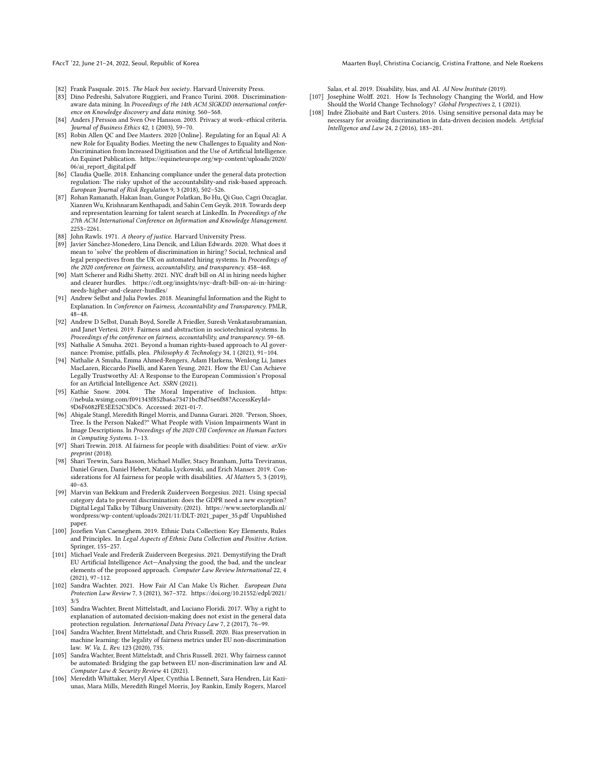- [82] Frank Pasquale. 2015. *The black box society.* Harvard University Press.
- [83] Dino Pedreshi, Salvatore Ruggieri, and Franco Turini. 2008. Discrimination-aware data mining. In *Proceedings of the 14th ACM SIGKDD international conference on Knowledge discovery and data mining.* 560–568.
- [84] Anders J Persson and Sven Ove Hansson. 2003. Privacy at work–ethical criteria. *Journal of Business Ethics* 42, 1 (2003), 59–70.
- [85] Robin Allen QC and Dee Masters. 2020 [Online]. Regulating for an Equal AI: A new Role for Equality Bodies. Meeting the new Challenges to Equality and Non-Discrimination from Increased Digitisation and the Use of Artificial Intelligence. An Equinet Publication. https://equineteurope.org/wp-content/uploads/2020/06/ai_report_digital.pdf
- [86] Claudia Quelle. 2018. Enhancing compliance under the general data protection regulation: The risky upshot of the accountability-and risk-based approach. *European Journal of Risk Regulation* 9, 3 (2018), 502–526.
- [87] Rohan Ramanath, Hakan Inan, Gungor Polatkan, Bo Hu, Qi Guo, Cagri Ozcaglar, Xianren Wu, Krishnaram Kenthapadi, and Sahin Cem Geyik. 2018. Towards deep and representation learning for talent search at LinkedIn. In *Proceedings of the 27th ACM International Conference on Information and Knowledge Management.* 2253–2261.
- [88] John Rawls. 1971. *A theory of justice.* Harvard University Press.
- [89] Javier Sánchez-Monedero, Lina Dencik, and Lilian Edwards. 2020. What does it mean to 'solve' the problem of discrimination in hiring? Social, technical and legal perspectives from the UK on automated hiring systems. In *Proceedings of the 2020 conference on fairness, accountability, and transparency.* 458–468.
- [90] Matt Scherer and Ridhi Shetty. 2021. NYC draft bill on AI in hiring needs higher and clearer hurdles. https://cdt.org/insights/nyc-draft-bill-on-ai-in-hiring-needs-higher-and-clearer-hurdles/
- [91] Andrew Selbst and Julia Powles. 2018. Meaningful Information and the Right to Explanation. In *Conference on Fairness, Accountability and Transparency.* PMLR, 48–48.
- [92] Andrew D Selbst, Danah Boyd, Sorelle A Friedler, Suresh Venkatasubramanian, and Janet Vertesi. 2019. Fairness and abstraction in sociotechnical systems. In *Proceedings of the conference on fairness, accountability, and transparency.* 59–68.
- [93] Nathalie A Smuha. 2021. Beyond a human rights-based approach to AI governance: Promise, pitfalls, plea. *Philosophy & Technology* 34, 1 (2021), 91–104.
- [94] Nathalie A Smuha, Emma Ahmed-Rengers, Adam Harkens, Wenlong Li, James MacLaren, Riccardo Piselli, and Karen Yeung. 2021. How the EU Can Achieve Legally Trustworthy AI: A Response to the European Commission's Proposal for an Artificial Intelligence Act. *SSRN* (2021).
- [95] Kathie Snow. 2004. The Moral Imperative of Inclusion. https://nebula.wsimg.com/f091343f852ba6a73471bcf8d76e6f88?AccessKeyId=9D6F6082FE5EE52C3DC6. Accessed: 2021-01-7.
- [96] Abigale Stangl, Meredith Ringel Morris, and Danna Gurari. 2020. "Person, Shoes, Tree. Is the Person Naked?" What People with Vision Impairments Want in Image Descriptions. In *Proceedings of the 2020 CHI Conference on Human Factors in Computing Systems.* 1–13.
- [97] Shari Trewin. 2018. AI fairness for people with disabilities: Point of view. *arXiv preprint* (2018).
- [98] Shari Trewin, Sara Basson, Michael Muller, Stacy Branham, Jutta Treviranus, Daniel Gruen, Daniel Hebert, Natalia Lyckowski, and Erich Manser. 2019. Considerations for AI fairness for people with disabilities. *AI Matters* 5, 3 (2019), 40–63.
- [99] Marvin van Bekkum and Frederik Zuiderveen Borgesius. 2021. Using special category data to prevent discrimination: does the GDPR need a new exception? Digital Legal Talks by Tilburg University. (2021). https://www.sectorplandls.nl/wordpress/wp-content/uploads/2021/11/DLT-2021_paper_35.pdf Unpublished paper.
- [100] Jozefien Van Caeneghem. 2019. Ethnic Data Collection: Key Elements, Rules and Principles. In *Legal Aspects of Ethnic Data Collection and Positive Action.* Springer, 155–257.
- [101] Michael Veale and Frederik Zuiderveen Borgesius. 2021. Demystifying the Draft EU Artificial Intelligence Act—Analysing the good, the bad, and the unclear elements of the proposed approach. *Computer Law Review International* 22, 4 (2021), 97–112.
- [102] Sandra Wachter. 2021. How Fair AI Can Make Us Richer. *European Data Protection Law Review* 7, 3 (2021), 367–372. https://doi.org/10.21552/edpl/2021/3/5
- [103] Sandra Wachter, Brent Mittelstadt, and Luciano Floridi. 2017. Why a right to explanation of automated decision-making does not exist in the general data protection regulation. *International Data Privacy Law* 7, 2 (2017), 76–99.
- [104] Sandra Wachter, Brent Mittelstadt, and Chris Russell. 2020. Bias preservation in machine learning: the legality of fairness metrics under EU non-discrimination law. *W. Va. L. Rev.* 123 (2020), 735.
- [105] Sandra Wachter, Brent Mittelstadt, and Chris Russell. 2021. Why fairness cannot be automated: Bridging the gap between EU non-discrimination law and AI. *Computer Law & Security Review* 41 (2021).
- [106] Meredith Whittaker, Meryl Alper, Cynthia L Bennett, Sara Hendren, Liz Kaziunas, Mara Mills, Meredith Ringel Morris, Joy Rankin, Emily Rogers, Marcel Salas, et al. 2019. Disability, bias, and AI. *AI Now Institute* (2019).
- [107] Josephine Wolff. 2021. How Is Technology Changing the World, and How Should the World Change Technology? *Global Perspectives* 2, 1 (2021).
- [108] Indrė Žliobaitė and Bart Custers. 2016. Using sensitive personal data may be necessary for avoiding discrimination in data-driven decision models. *Artificial Intelligence and Law* 24, 2 (2016), 183–201.